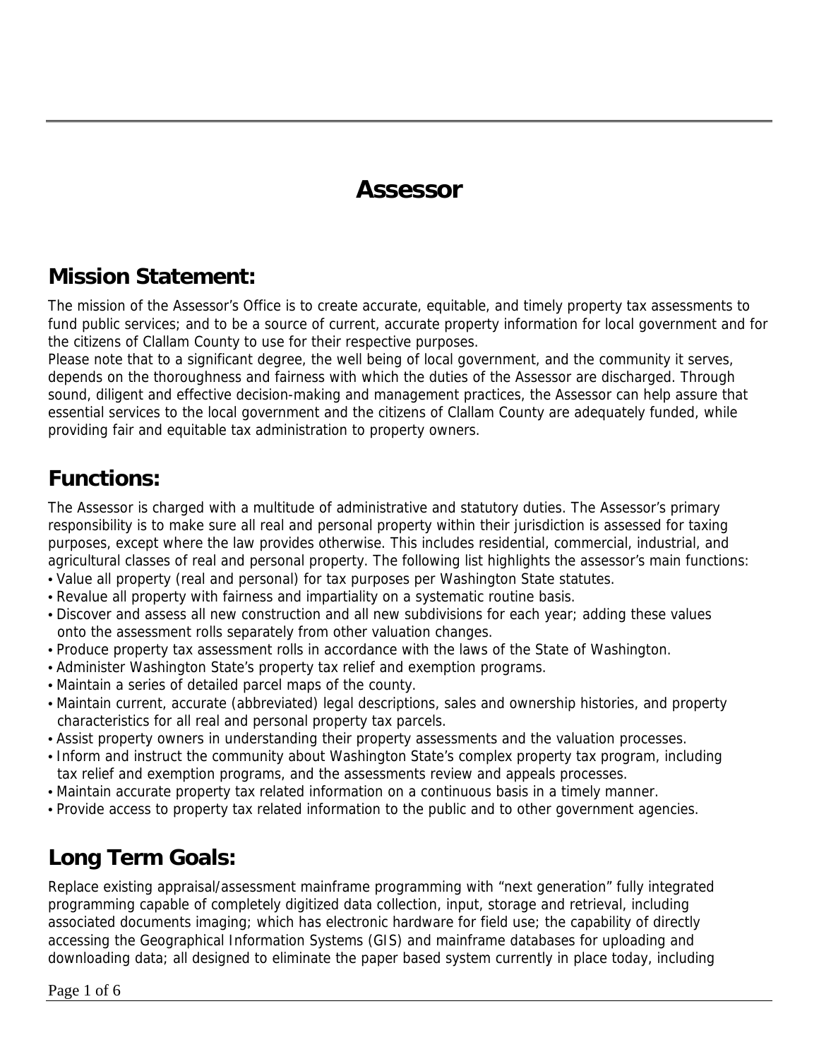# Assessor

## Mission Statement:

The mission of the Assessor's Office is to create accurate, equitable, and timely property tax assessments to fund public services; and to be a source of current, accurate property information for local government and for the citizens of Clallam County to use for their respective purposes.
Please note that to a significant degree, the well being of local government, and the community it serves, depends on the thoroughness and fairness with which the duties of the Assessor are discharged. Through sound, diligent and effective decision-making and management practices, the Assessor can help assure that essential services to the local government and the citizens of Clallam County are adequately funded, while providing fair and equitable tax administration to property owners.

## Functions:

The Assessor is charged with a multitude of administrative and statutory duties. The Assessor's primary responsibility is to make sure all real and personal property within their jurisdiction is assessed for taxing purposes, except where the law provides otherwise. This includes residential, commercial, industrial, and agricultural classes of real and personal property. The following list highlights the assessor's main functions:

- Value all property (real and personal) for tax purposes per Washington State statutes.
- Revalue all property with fairness and impartiality on a systematic routine basis.
- Discover and assess all new construction and all new subdivisions for each year; adding these values onto the assessment rolls separately from other valuation changes.
- Produce property tax assessment rolls in accordance with the laws of the State of Washington.
- Administer Washington State's property tax relief and exemption programs.
- Maintain a series of detailed parcel maps of the county.
- Maintain current, accurate (abbreviated) legal descriptions, sales and ownership histories, and property characteristics for all real and personal property tax parcels.
- Assist property owners in understanding their property assessments and the valuation processes.
- Inform and instruct the community about Washington State's complex property tax program, including tax relief and exemption programs, and the assessments review and appeals processes.
- Maintain accurate property tax related information on a continuous basis in a timely manner.
- Provide access to property tax related information to the public and to other government agencies.

## Long Term Goals:

Replace existing appraisal/assessment mainframe programming with "next generation" fully integrated programming capable of completely digitized data collection, input, storage and retrieval, including associated documents imaging; which has electronic hardware for field use; the capability of directly accessing the Geographical Information Systems (GIS) and mainframe databases for uploading and downloading data; all designed to eliminate the paper based system currently in place today, including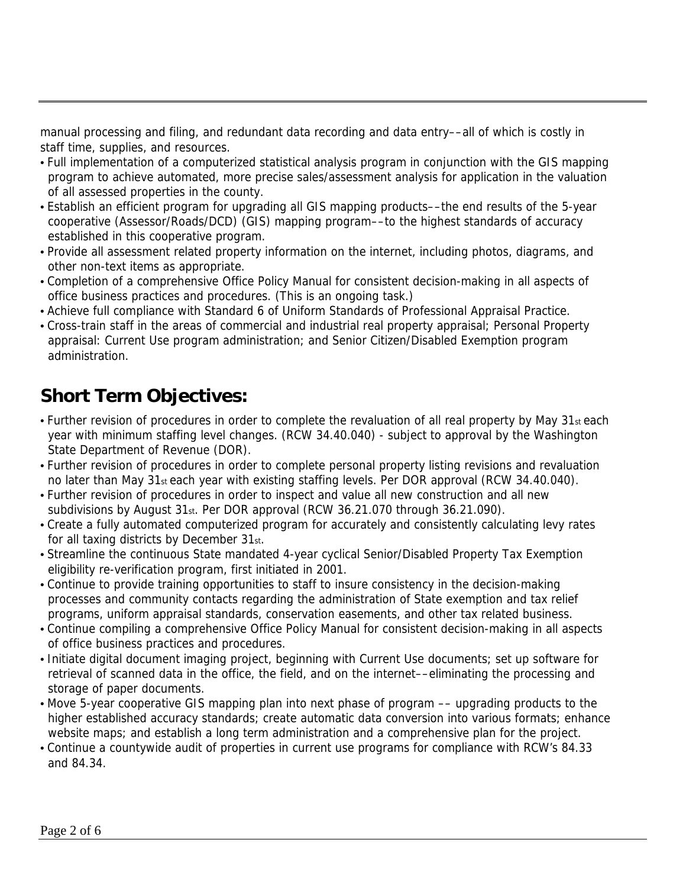manual processing and filing, and redundant data recording and data entry––all of which is costly in staff time, supplies, and resources.

- Full implementation of a computerized statistical analysis program in conjunction with the GIS mapping program to achieve automated, more precise sales/assessment analysis for application in the valuation of all assessed properties in the county.
- Establish an efficient program for upgrading all GIS mapping products––the end results of the 5-year cooperative (Assessor/Roads/DCD) (GIS) mapping program––to the highest standards of accuracy established in this cooperative program.
- Provide all assessment related property information on the internet, including photos, diagrams, and other non-text items as appropriate.
- Completion of a comprehensive Office Policy Manual for consistent decision-making in all aspects of office business practices and procedures. (This is an ongoing task.)
- Achieve full compliance with Standard 6 of Uniform Standards of Professional Appraisal Practice.
- Cross-train staff in the areas of commercial and industrial real property appraisal; Personal Property appraisal: Current Use program administration; and Senior Citizen/Disabled Exemption program administration.

## Short Term Objectives:

- Further revision of procedures in order to complete the revaluation of all real property by May 31st each year with minimum staffing level changes. (RCW 34.40.040) - subject to approval by the Washington State Department of Revenue (DOR).
- Further revision of procedures in order to complete personal property listing revisions and revaluation no later than May 31st each year with existing staffing levels. Per DOR approval (RCW 34.40.040).
- Further revision of procedures in order to inspect and value all new construction and all new subdivisions by August 31st. Per DOR approval (RCW 36.21.070 through 36.21.090).
- Create a fully automated computerized program for accurately and consistently calculating levy rates for all taxing districts by December 31st.
- Streamline the continuous State mandated 4-year cyclical Senior/Disabled Property Tax Exemption eligibility re-verification program, first initiated in 2001.
- Continue to provide training opportunities to staff to insure consistency in the decision-making processes and community contacts regarding the administration of State exemption and tax relief programs, uniform appraisal standards, conservation easements, and other tax related business.
- Continue compiling a comprehensive Office Policy Manual for consistent decision-making in all aspects of office business practices and procedures.
- Initiate digital document imaging project, beginning with Current Use documents; set up software for retrieval of scanned data in the office, the field, and on the internet––eliminating the processing and storage of paper documents.
- Move 5-year cooperative GIS mapping plan into next phase of program –– upgrading products to the higher established accuracy standards; create automatic data conversion into various formats; enhance website maps; and establish a long term administration and a comprehensive plan for the project.
- Continue a countywide audit of properties in current use programs for compliance with RCW's 84.33 and 84.34.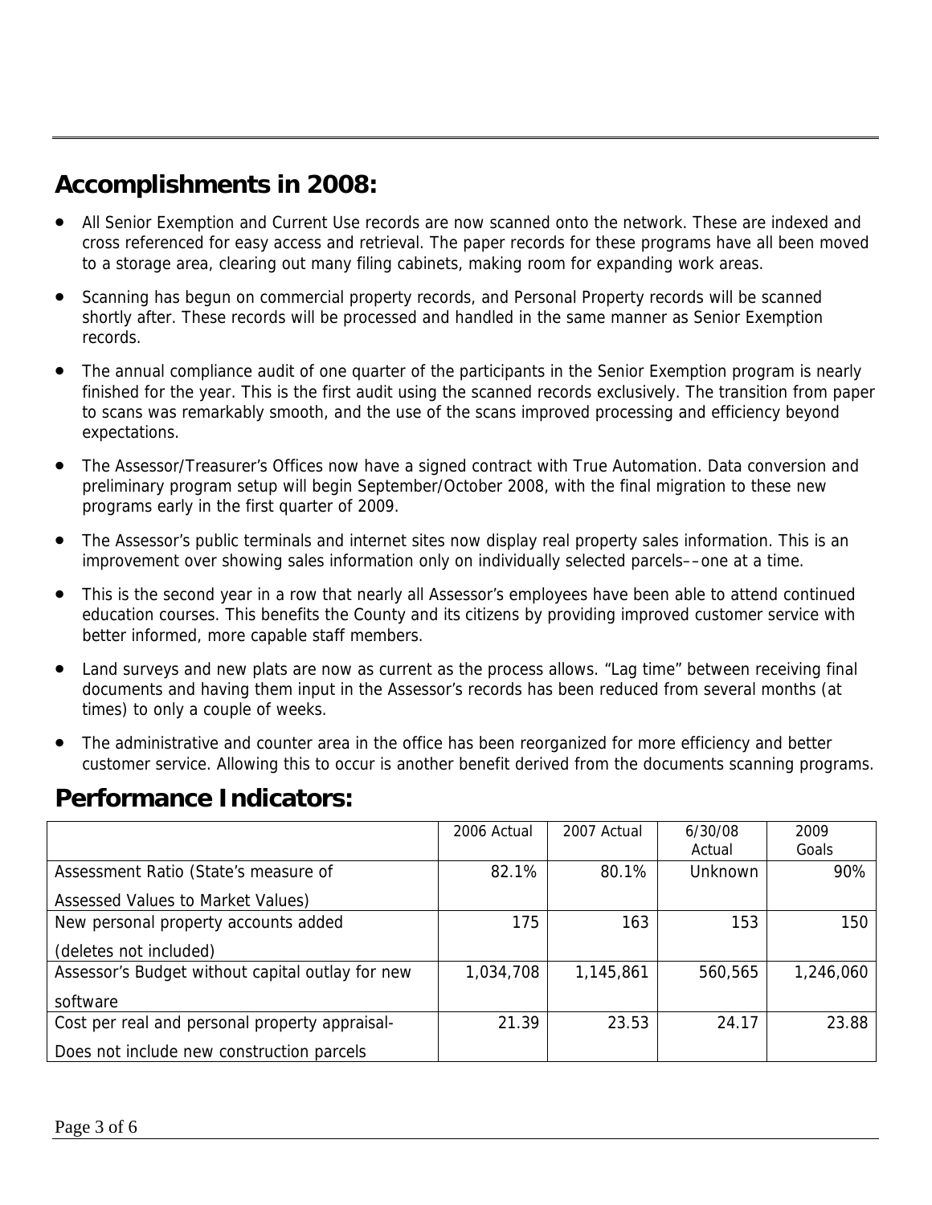## Accomplishments in 2008:

- All Senior Exemption and Current Use records are now scanned onto the network. These are indexed and cross referenced for easy access and retrieval. The paper records for these programs have all been moved to a storage area, clearing out many filing cabinets, making room for expanding work areas.
- Scanning has begun on commercial property records, and Personal Property records will be scanned shortly after. These records will be processed and handled in the same manner as Senior Exemption records.
- The annual compliance audit of one quarter of the participants in the Senior Exemption program is nearly finished for the year. This is the first audit using the scanned records exclusively. The transition from paper to scans was remarkably smooth, and the use of the scans improved processing and efficiency beyond expectations.
- The Assessor/Treasurer's Offices now have a signed contract with True Automation. Data conversion and preliminary program setup will begin September/October 2008, with the final migration to these new programs early in the first quarter of 2009.
- The Assessor's public terminals and internet sites now display real property sales information. This is an improvement over showing sales information only on individually selected parcels––one at a time.
- This is the second year in a row that nearly all Assessor's employees have been able to attend continued education courses. This benefits the County and its citizens by providing improved customer service with better informed, more capable staff members.
- Land surveys and new plats are now as current as the process allows. "Lag time" between receiving final documents and having them input in the Assessor's records has been reduced from several months (at times) to only a couple of weeks.
- The administrative and counter area in the office has been reorganized for more efficiency and better customer service. Allowing this to occur is another benefit derived from the documents scanning programs.

## Performance Indicators:

| | 2006 Actual | 2007 Actual | 6/30/08 Actual | 2009 Goals |
|---|---|---|---|---|
| Assessment Ratio (State's measure of Assessed Values to Market Values) | 82.1% | 80.1% | Unknown | 90% |
| New personal property accounts added (deletes not included) | 175 | 163 | 153 | 150 |
| Assessor's Budget without capital outlay for new software | 1,034,708 | 1,145,861 | 560,565 | 1,246,060 |
| Cost per real and personal property appraisal- Does not include new construction parcels | 21.39 | 23.53 | 24.17 | 23.88 |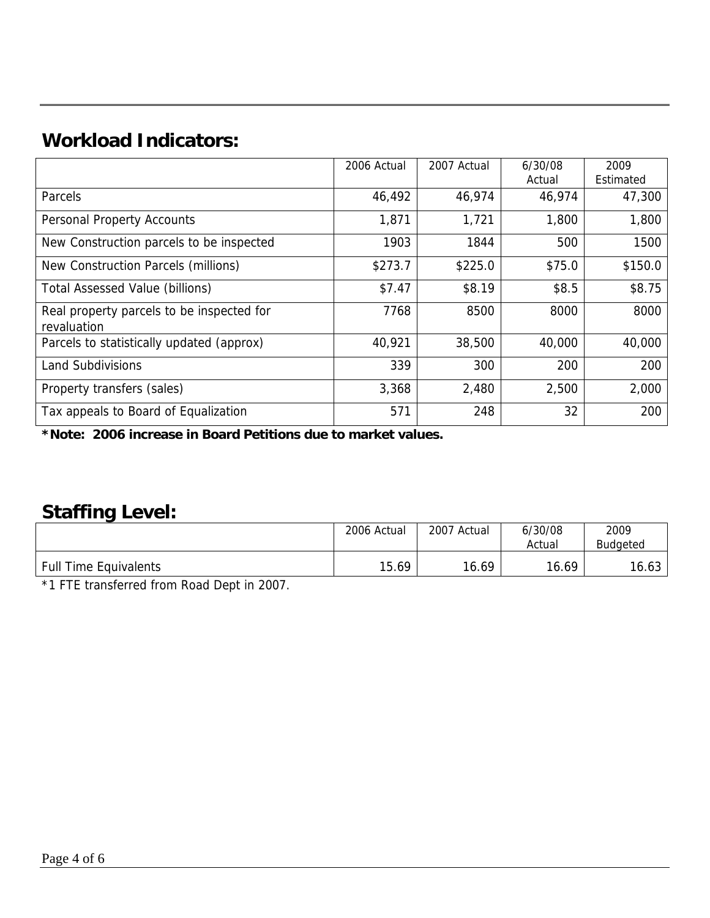## Workload Indicators:

| | 2006 Actual | 2007 Actual | 6/30/08 Actual | 2009 Estimated |
|---|---|---|---|---|
| Parcels | 46,492 | 46,974 | 46,974 | 47,300 |
| Personal Property Accounts | 1,871 | 1,721 | 1,800 | 1,800 |
| New Construction parcels to be inspected | 1903 | 1844 | 500 | 1500 |
| New Construction Parcels (millions) | $273.7 | $225.0 | $75.0 | $150.0 |
| Total Assessed Value (billions) | $7.47 | $8.19 | $8.5 | $8.75 |
| Real property parcels to be inspected for revaluation | 7768 | 8500 | 8000 | 8000 |
| Parcels to statistically updated (approx) | 40,921 | 38,500 | 40,000 | 40,000 |
| Land Subdivisions | 339 | 300 | 200 | 200 |
| Property transfers (sales) | 3,368 | 2,480 | 2,500 | 2,000 |
| Tax appeals to Board of Equalization | 571 | 248 | 32 | 200 |

**\*Note: 2006 increase in Board Petitions due to market values.**

## Staffing Level:

| | 2006 Actual | 2007 Actual | 6/30/08 Actual | 2009 Budgeted |
|---|---|---|---|---|
| Full Time Equivalents | 15.69 | 16.69 | 16.69 | 16.63 |

*1 FTE transferred from Road Dept in 2007.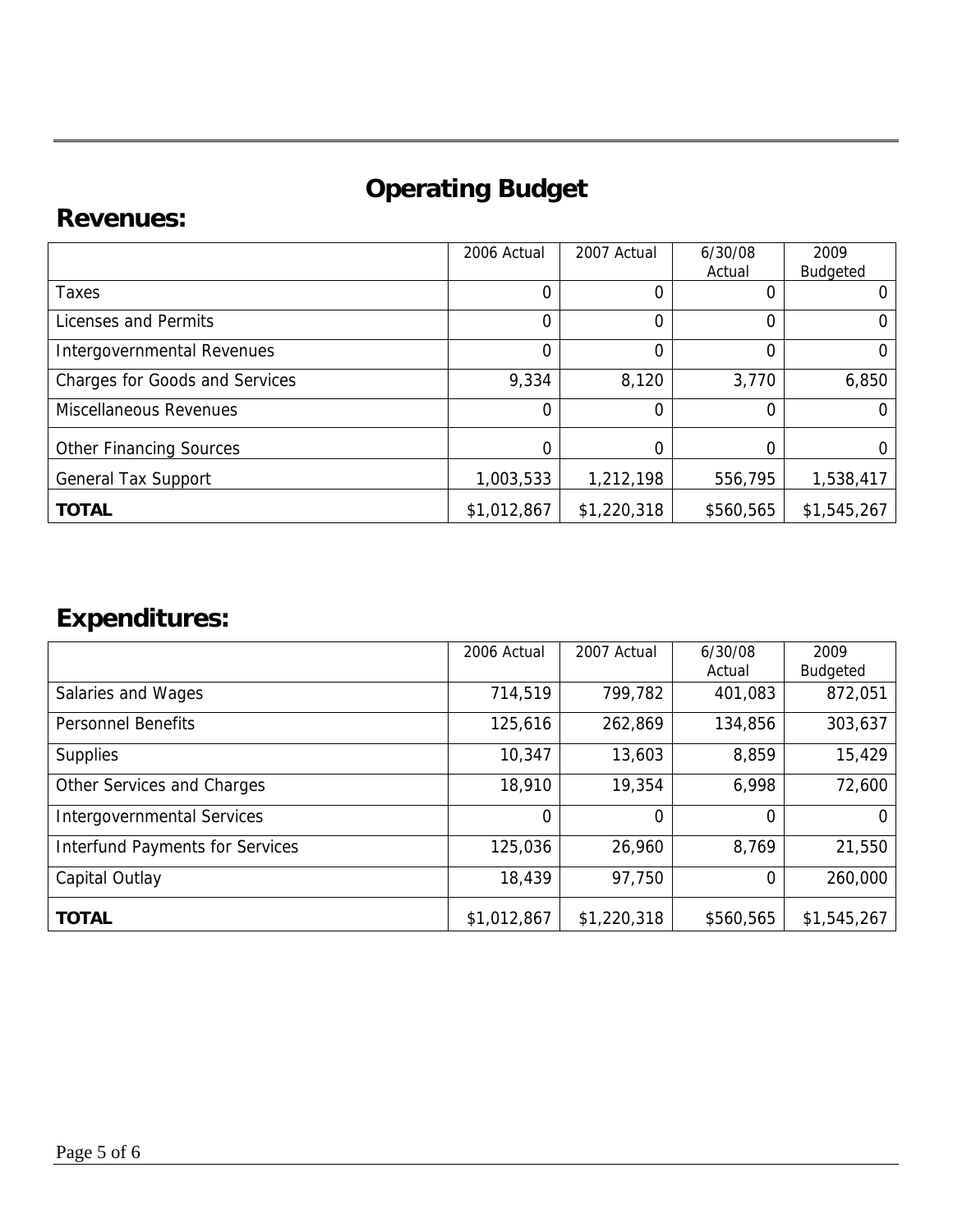# Operating Budget

## Revenues:

| | 2006 Actual | 2007 Actual | 6/30/08 Actual | 2009 Budgeted |
|---|---|---|---|---|
| Taxes | 0 | 0 | 0 | 0 |
| Licenses and Permits | 0 | 0 | 0 | 0 |
| Intergovernmental Revenues | 0 | 0 | 0 | 0 |
| Charges for Goods and Services | 9,334 | 8,120 | 3,770 | 6,850 |
| Miscellaneous Revenues | 0 | 0 | 0 | 0 |
| Other Financing Sources | 0 | 0 | 0 | 0 |
| General Tax Support | 1,003,533 | 1,212,198 | 556,795 | 1,538,417 |
| **TOTAL** | $1,012,867 | $1,220,318 | $560,565 | $1,545,267 |

## Expenditures:

| | 2006 Actual | 2007 Actual | 6/30/08 Actual | 2009 Budgeted |
|---|---|---|---|---|
| Salaries and Wages | 714,519 | 799,782 | 401,083 | 872,051 |
| Personnel Benefits | 125,616 | 262,869 | 134,856 | 303,637 |
| Supplies | 10,347 | 13,603 | 8,859 | 15,429 |
| Other Services and Charges | 18,910 | 19,354 | 6,998 | 72,600 |
| Intergovernmental Services | 0 | 0 | 0 | 0 |
| Interfund Payments for Services | 125,036 | 26,960 | 8,769 | 21,550 |
| Capital Outlay | 18,439 | 97,750 | 0 | 260,000 |
| **TOTAL** | $1,012,867 | $1,220,318 | $560,565 | $1,545,267 |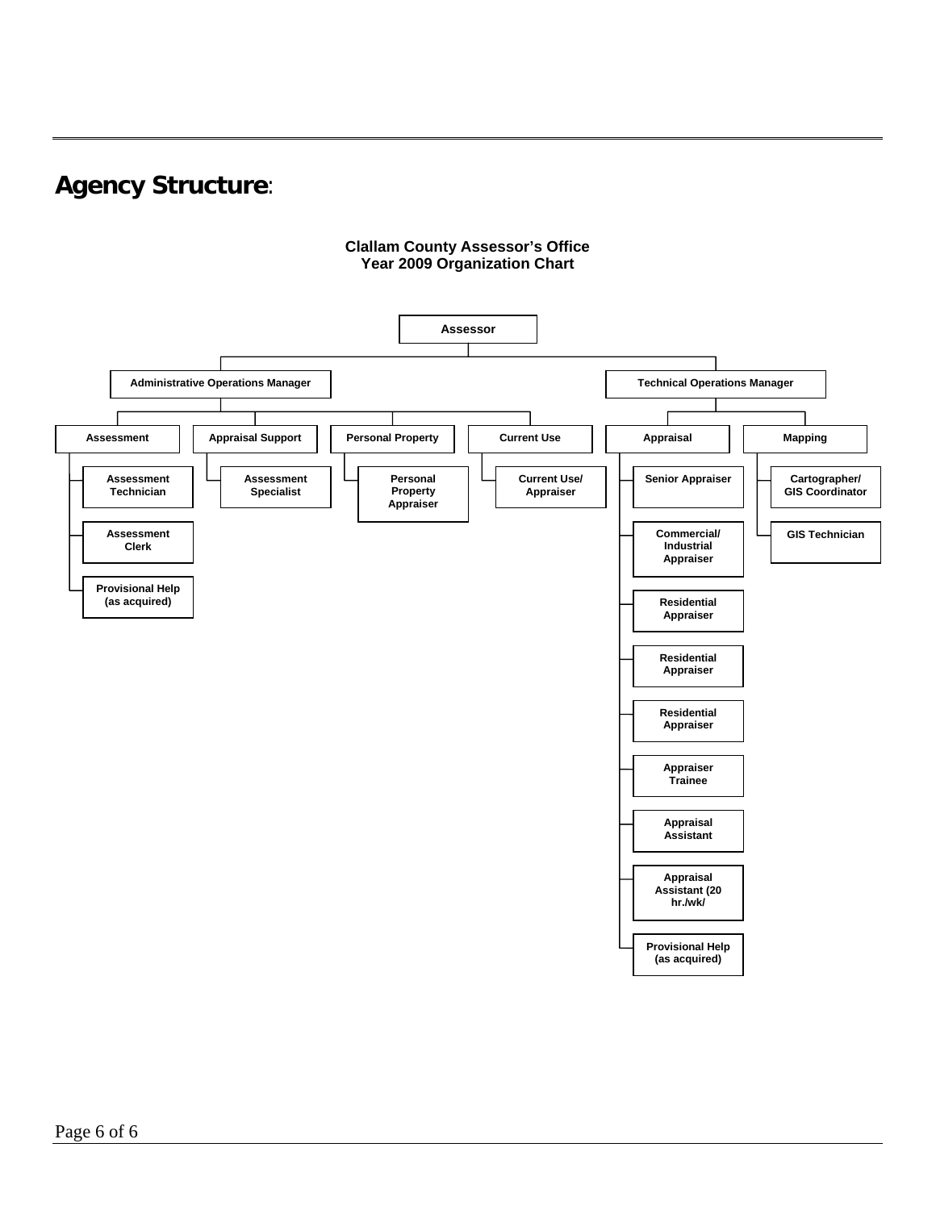## **Agency Structure**:

**Clallam County Assessor's Office**
**Year 2009 Organization Chart**

- **Assessor**
  - **Administrative Operations Manager**
    - **Assessment**
      - Assessment Technician
      - Assessment Clerk
      - Provisional Help (as acquired)
    - **Appraisal Support**
      - Assessment Specialist
    - **Personal Property**
      - Personal Property Appraiser
    - **Current Use**
      - Current Use/ Appraiser
  - **Technical Operations Manager**
    - **Appraisal**
      - Senior Appraiser
      - Commercial/ Industrial Appraiser
      - Residential Appraiser
      - Residential Appraiser
      - Residential Appraiser
      - Appraiser Trainee
      - Appraisal Assistant
      - Appraisal Assistant (20 hr./wk/
      - Provisional Help (as acquired)
    - **Mapping**
      - Cartographer/ GIS Coordinator
      - GIS Technician